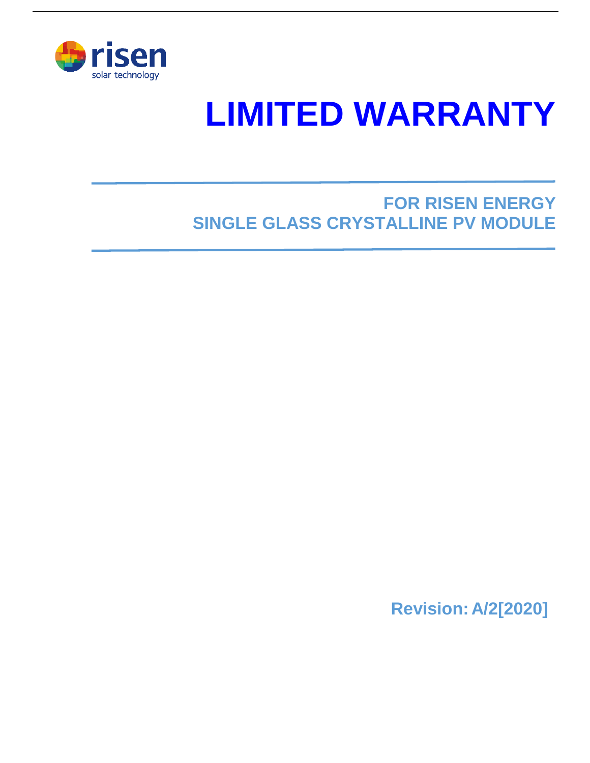risen

solar technology

# LIMITED WARRANTY

## FOR RISEN ENERGY
## SINGLE GLASS CRYSTALLINE PV MODULE

**Revision: A/2[2020]**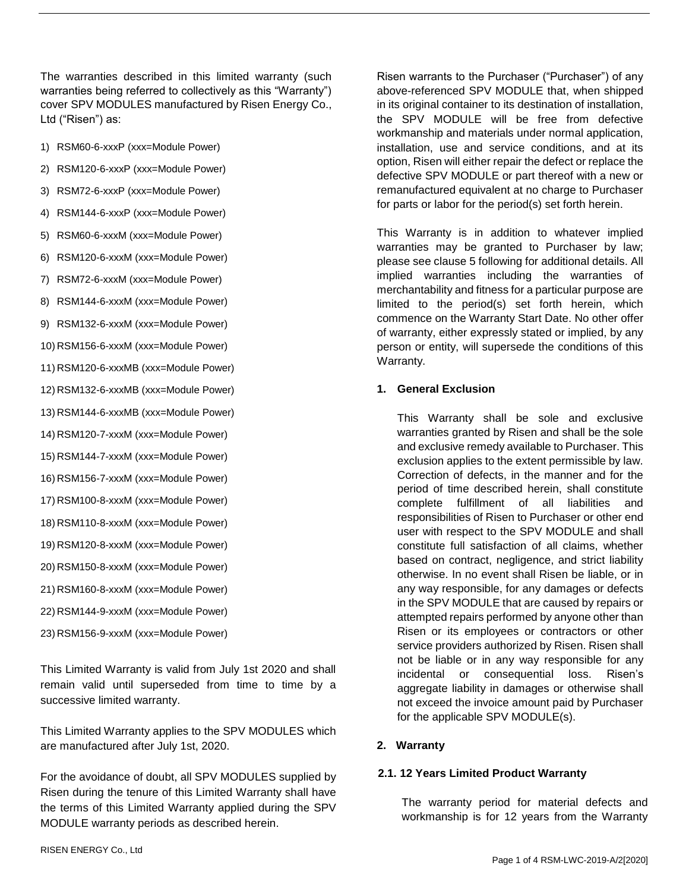The warranties described in this limited warranty (such warranties being referred to collectively as this "Warranty") cover SPV MODULES manufactured by Risen Energy Co., Ltd ("Risen") as:

1) RSM60-6-xxxP (xxx=Module Power)
2) RSM120-6-xxxP (xxx=Module Power)
3) RSM72-6-xxxP (xxx=Module Power)
4) RSM144-6-xxxP (xxx=Module Power)
5) RSM60-6-xxxM (xxx=Module Power)
6) RSM120-6-xxxM (xxx=Module Power)
7) RSM72-6-xxxM (xxx=Module Power)
8) RSM144-6-xxxM (xxx=Module Power)
9) RSM132-6-xxxM (xxx=Module Power)
10) RSM156-6-xxxM (xxx=Module Power)
11) RSM120-6-xxxMB (xxx=Module Power)
12) RSM132-6-xxxMB (xxx=Module Power)
13) RSM144-6-xxxMB (xxx=Module Power)
14) RSM120-7-xxxM (xxx=Module Power)
15) RSM144-7-xxxM (xxx=Module Power)
16) RSM156-7-xxxM (xxx=Module Power)
17) RSM100-8-xxxM (xxx=Module Power)
18) RSM110-8-xxxM (xxx=Module Power)
19) RSM120-8-xxxM (xxx=Module Power)
20) RSM150-8-xxxM (xxx=Module Power)
21) RSM160-8-xxxM (xxx=Module Power)
22) RSM144-9-xxxM (xxx=Module Power)
23) RSM156-9-xxxM (xxx=Module Power)

This Limited Warranty is valid from July 1st 2020 and shall remain valid until superseded from time to time by a successive limited warranty.

This Limited Warranty applies to the SPV MODULES which are manufactured after July 1st, 2020.

For the avoidance of doubt, all SPV MODULES supplied by Risen during the tenure of this Limited Warranty shall have the terms of this Limited Warranty applied during the SPV MODULE warranty periods as described herein.

Risen warrants to the Purchaser ("Purchaser") of any above-referenced SPV MODULE that, when shipped in its original container to its destination of installation, the SPV MODULE will be free from defective workmanship and materials under normal application, installation, use and service conditions, and at its option, Risen will either repair the defect or replace the defective SPV MODULE or part thereof with a new or remanufactured equivalent at no charge to Purchaser for parts or labor for the period(s) set forth herein.

This Warranty is in addition to whatever implied warranties may be granted to Purchaser by law; please see clause 5 following for additional details. All implied warranties including the warranties of merchantability and fitness for a particular purpose are limited to the period(s) set forth herein, which commence on the Warranty Start Date. No other offer of warranty, either expressly stated or implied, by any person or entity, will supersede the conditions of this Warranty.

## 1. General Exclusion

This Warranty shall be sole and exclusive warranties granted by Risen and shall be the sole and exclusive remedy available to Purchaser. This exclusion applies to the extent permissible by law. Correction of defects, in the manner and for the period of time described herein, shall constitute complete fulfillment of all liabilities and responsibilities of Risen to Purchaser or other end user with respect to the SPV MODULE and shall constitute full satisfaction of all claims, whether based on contract, negligence, and strict liability otherwise. In no event shall Risen be liable, or in any way responsible, for any damages or defects in the SPV MODULE that are caused by repairs or attempted repairs performed by anyone other than Risen or its employees or contractors or other service providers authorized by Risen. Risen shall not be liable or in any way responsible for any incidental or consequential loss. Risen's aggregate liability in damages or otherwise shall not exceed the invoice amount paid by Purchaser for the applicable SPV MODULE(s).

## 2. Warranty

### 2.1. 12 Years Limited Product Warranty

The warranty period for material defects and workmanship is for 12 years from the Warranty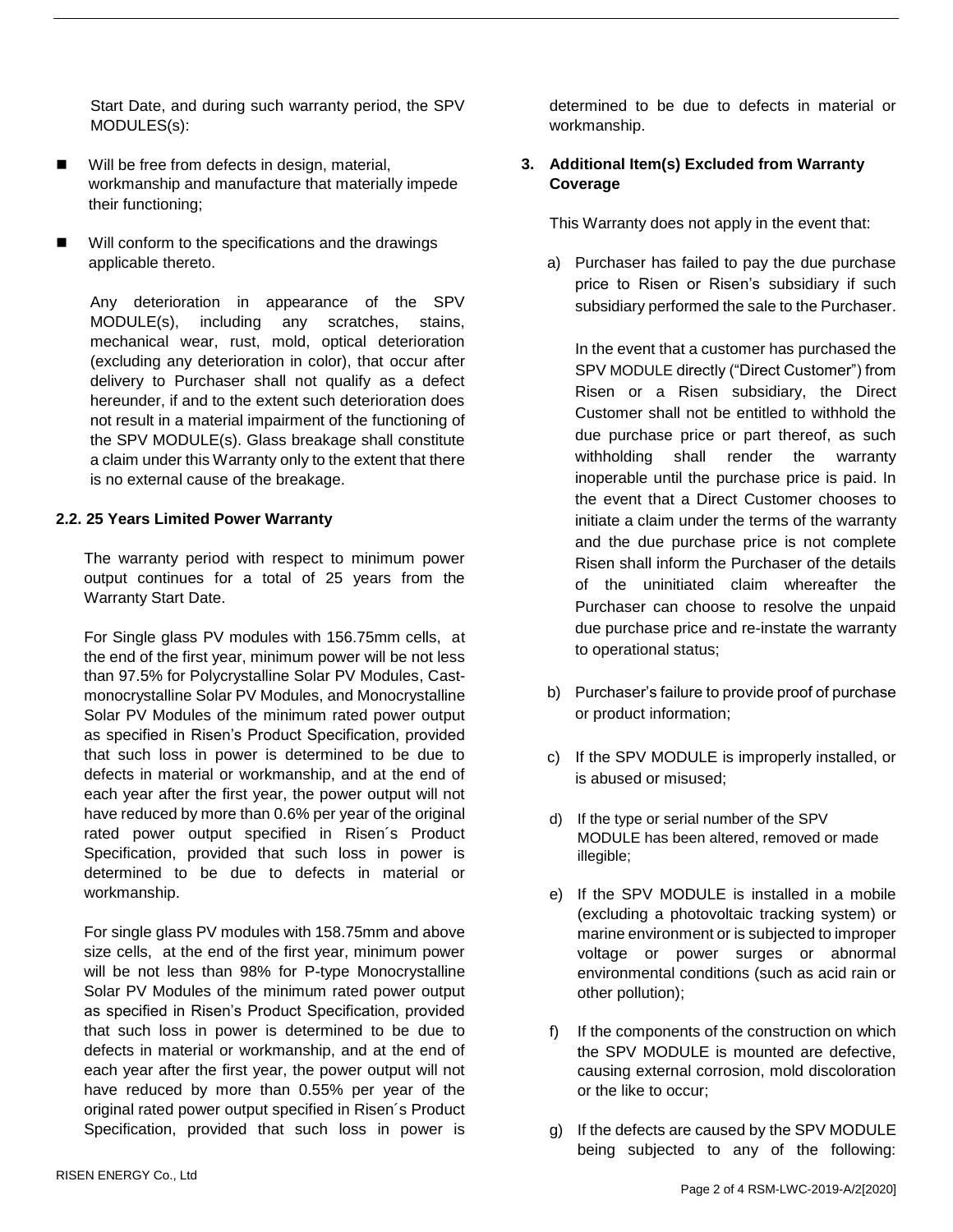Start Date, and during such warranty period, the SPV MODULES(s):

- Will be free from defects in design, material, workmanship and manufacture that materially impede their functioning;
- Will conform to the specifications and the drawings applicable thereto.

Any deterioration in appearance of the SPV MODULE(s), including any scratches, stains, mechanical wear, rust, mold, optical deterioration (excluding any deterioration in color), that occur after delivery to Purchaser shall not qualify as a defect hereunder, if and to the extent such deterioration does not result in a material impairment of the functioning of the SPV MODULE(s). Glass breakage shall constitute a claim under this Warranty only to the extent that there is no external cause of the breakage.

**2.2. 25 Years Limited Power Warranty**

The warranty period with respect to minimum power output continues for a total of 25 years from the Warranty Start Date.

For Single glass PV modules with 156.75mm cells, at the end of the first year, minimum power will be not less than 97.5% for Polycrystalline Solar PV Modules, Cast-monocrystalline Solar PV Modules, and Monocrystalline Solar PV Modules of the minimum rated power output as specified in Risen's Product Specification, provided that such loss in power is determined to be due to defects in material or workmanship, and at the end of each year after the first year, the power output will not have reduced by more than 0.6% per year of the original rated power output specified in Risen´s Product Specification, provided that such loss in power is determined to be due to defects in material or workmanship.

For single glass PV modules with 158.75mm and above size cells, at the end of the first year, minimum power will be not less than 98% for P-type Monocrystalline Solar PV Modules of the minimum rated power output as specified in Risen's Product Specification, provided that such loss in power is determined to be due to defects in material or workmanship, and at the end of each year after the first year, the power output will not have reduced by more than 0.55% per year of the original rated power output specified in Risen´s Product Specification, provided that such loss in power is determined to be due to defects in material or workmanship.

**3. Additional Item(s) Excluded from Warranty Coverage**

This Warranty does not apply in the event that:

a) Purchaser has failed to pay the due purchase price to Risen or Risen's subsidiary if such subsidiary performed the sale to the Purchaser.

   In the event that a customer has purchased the SPV MODULE directly ("Direct Customer") from Risen or a Risen subsidiary, the Direct Customer shall not be entitled to withhold the due purchase price or part thereof, as such withholding shall render the warranty inoperable until the purchase price is paid. In the event that a Direct Customer chooses to initiate a claim under the terms of the warranty and the due purchase price is not complete Risen shall inform the Purchaser of the details of the uninitiated claim whereafter the Purchaser can choose to resolve the unpaid due purchase price and re-instate the warranty to operational status;

b) Purchaser's failure to provide proof of purchase or product information;

c) If the SPV MODULE is improperly installed, or is abused or misused;

d) If the type or serial number of the SPV MODULE has been altered, removed or made illegible;

e) If the SPV MODULE is installed in a mobile (excluding a photovoltaic tracking system) or marine environment or is subjected to improper voltage or power surges or abnormal environmental conditions (such as acid rain or other pollution);

f) If the components of the construction on which the SPV MODULE is mounted are defective, causing external corrosion, mold discoloration or the like to occur;

g) If the defects are caused by the SPV MODULE being subjected to any of the following: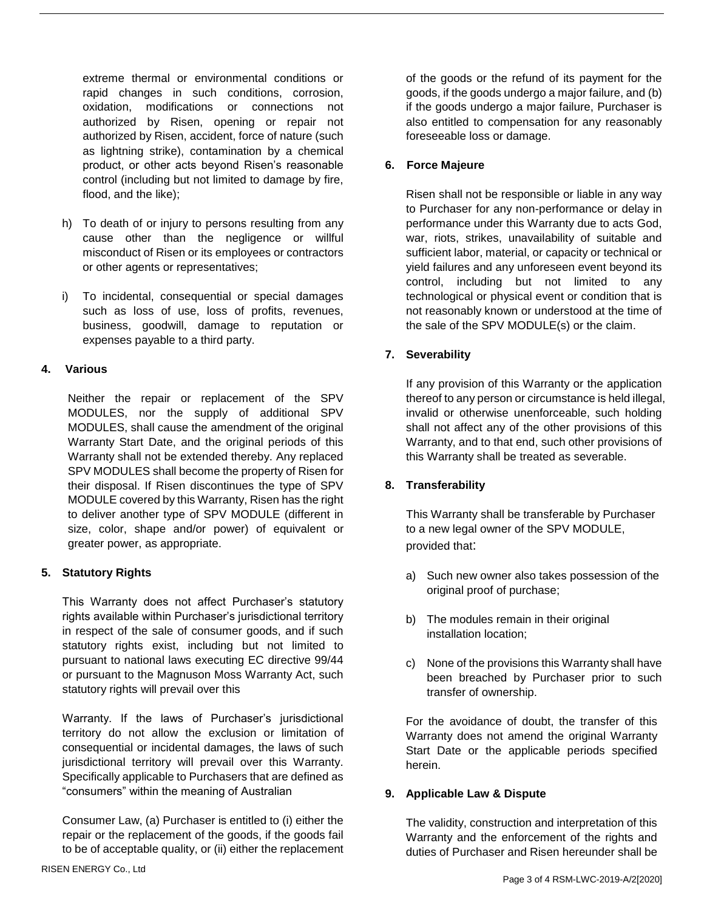extreme thermal or environmental conditions or rapid changes in such conditions, corrosion, oxidation, modifications or connections not authorized by Risen, opening or repair not authorized by Risen, accident, force of nature (such as lightning strike), contamination by a chemical product, or other acts beyond Risen's reasonable control (including but not limited to damage by fire, flood, and the like);

h) To death of or injury to persons resulting from any cause other than the negligence or willful misconduct of Risen or its employees or contractors or other agents or representatives;

i) To incidental, consequential or special damages such as loss of use, loss of profits, revenues, business, goodwill, damage to reputation or expenses payable to a third party.

#### 4. Various

Neither the repair or replacement of the SPV MODULES, nor the supply of additional SPV MODULES, shall cause the amendment of the original Warranty Start Date, and the original periods of this Warranty shall not be extended thereby. Any replaced SPV MODULES shall become the property of Risen for their disposal. If Risen discontinues the type of SPV MODULE covered by this Warranty, Risen has the right to deliver another type of SPV MODULE (different in size, color, shape and/or power) of equivalent or greater power, as appropriate.

#### 5. Statutory Rights

This Warranty does not affect Purchaser's statutory rights available within Purchaser's jurisdictional territory in respect of the sale of consumer goods, and if such statutory rights exist, including but not limited to pursuant to national laws executing EC directive 99/44 or pursuant to the Magnuson Moss Warranty Act, such statutory rights will prevail over this

Warranty. If the laws of Purchaser's jurisdictional territory do not allow the exclusion or limitation of consequential or incidental damages, the laws of such jurisdictional territory will prevail over this Warranty. Specifically applicable to Purchasers that are defined as "consumers" within the meaning of Australian

Consumer Law, (a) Purchaser is entitled to (i) either the repair or the replacement of the goods, if the goods fail to be of acceptable quality, or (ii) either the replacement of the goods or the refund of its payment for the goods, if the goods undergo a major failure, and (b) if the goods undergo a major failure, Purchaser is also entitled to compensation for any reasonably foreseeable loss or damage.

#### 6. Force Majeure

Risen shall not be responsible or liable in any way to Purchaser for any non-performance or delay in performance under this Warranty due to acts God, war, riots, strikes, unavailability of suitable and sufficient labor, material, or capacity or technical or yield failures and any unforeseen event beyond its control, including but not limited to any technological or physical event or condition that is not reasonably known or understood at the time of the sale of the SPV MODULE(s) or the claim.

#### 7. Severability

If any provision of this Warranty or the application thereof to any person or circumstance is held illegal, invalid or otherwise unenforceable, such holding shall not affect any of the other provisions of this Warranty, and to that end, such other provisions of this Warranty shall be treated as severable.

#### 8. Transferability

This Warranty shall be transferable by Purchaser to a new legal owner of the SPV MODULE, provided that:

a) Such new owner also takes possession of the original proof of purchase;

b) The modules remain in their original installation location;

c) None of the provisions this Warranty shall have been breached by Purchaser prior to such transfer of ownership.

For the avoidance of doubt, the transfer of this Warranty does not amend the original Warranty Start Date or the applicable periods specified herein.

#### 9. Applicable Law & Dispute

The validity, construction and interpretation of this Warranty and the enforcement of the rights and duties of Purchaser and Risen hereunder shall be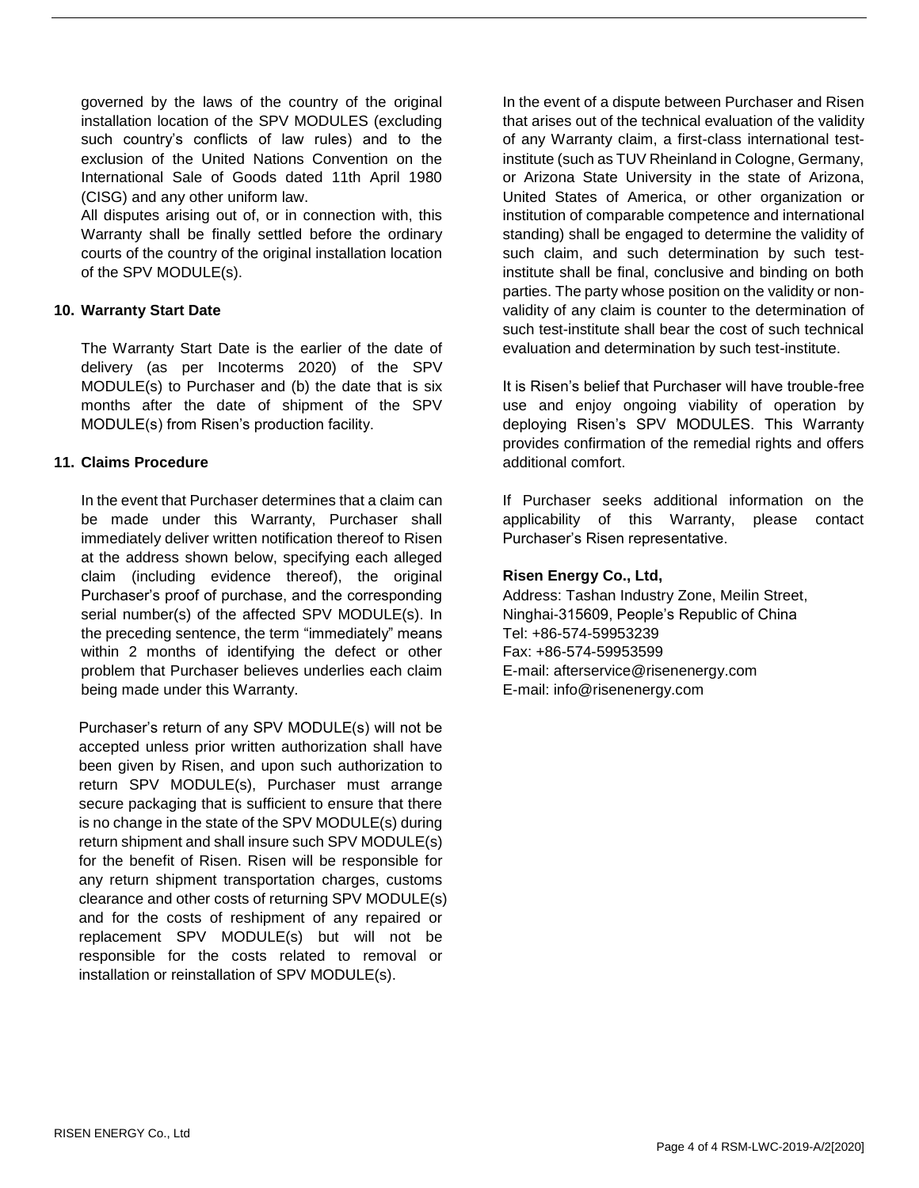governed by the laws of the country of the original installation location of the SPV MODULES (excluding such country's conflicts of law rules) and to the exclusion of the United Nations Convention on the International Sale of Goods dated 11th April 1980 (CISG) and any other uniform law.

All disputes arising out of, or in connection with, this Warranty shall be finally settled before the ordinary courts of the country of the original installation location of the SPV MODULE(s).

**10. Warranty Start Date**

The Warranty Start Date is the earlier of the date of delivery (as per Incoterms 2020) of the SPV MODULE(s) to Purchaser and (b) the date that is six months after the date of shipment of the SPV MODULE(s) from Risen's production facility.

**11. Claims Procedure**

In the event that Purchaser determines that a claim can be made under this Warranty, Purchaser shall immediately deliver written notification thereof to Risen at the address shown below, specifying each alleged claim (including evidence thereof), the original Purchaser's proof of purchase, and the corresponding serial number(s) of the affected SPV MODULE(s). In the preceding sentence, the term "immediately" means within 2 months of identifying the defect or other problem that Purchaser believes underlies each claim being made under this Warranty.

Purchaser's return of any SPV MODULE(s) will not be accepted unless prior written authorization shall have been given by Risen, and upon such authorization to return SPV MODULE(s), Purchaser must arrange secure packaging that is sufficient to ensure that there is no change in the state of the SPV MODULE(s) during return shipment and shall insure such SPV MODULE(s) for the benefit of Risen. Risen will be responsible for any return shipment transportation charges, customs clearance and other costs of returning SPV MODULE(s) and for the costs of reshipment of any repaired or replacement SPV MODULE(s) but will not be responsible for the costs related to removal or installation or reinstallation of SPV MODULE(s).

In the event of a dispute between Purchaser and Risen that arises out of the technical evaluation of the validity of any Warranty claim, a first-class international test-institute (such as TUV Rheinland in Cologne, Germany, or Arizona State University in the state of Arizona, United States of America, or other organization or institution of comparable competence and international standing) shall be engaged to determine the validity of such claim, and such determination by such test-institute shall be final, conclusive and binding on both parties. The party whose position on the validity or non-validity of any claim is counter to the determination of such test-institute shall bear the cost of such technical evaluation and determination by such test-institute.

It is Risen's belief that Purchaser will have trouble-free use and enjoy ongoing viability of operation by deploying Risen's SPV MODULES. This Warranty provides confirmation of the remedial rights and offers additional comfort.

If Purchaser seeks additional information on the applicability of this Warranty, please contact Purchaser's Risen representative.

**Risen Energy Co., Ltd,**

Address: Tashan Industry Zone, Meilin Street,
Ninghai-315609, People's Republic of China
Tel: +86-574-59953239
Fax: +86-574-59953599
E-mail: afterservice@risenenergy.com
E-mail: info@risenenergy.com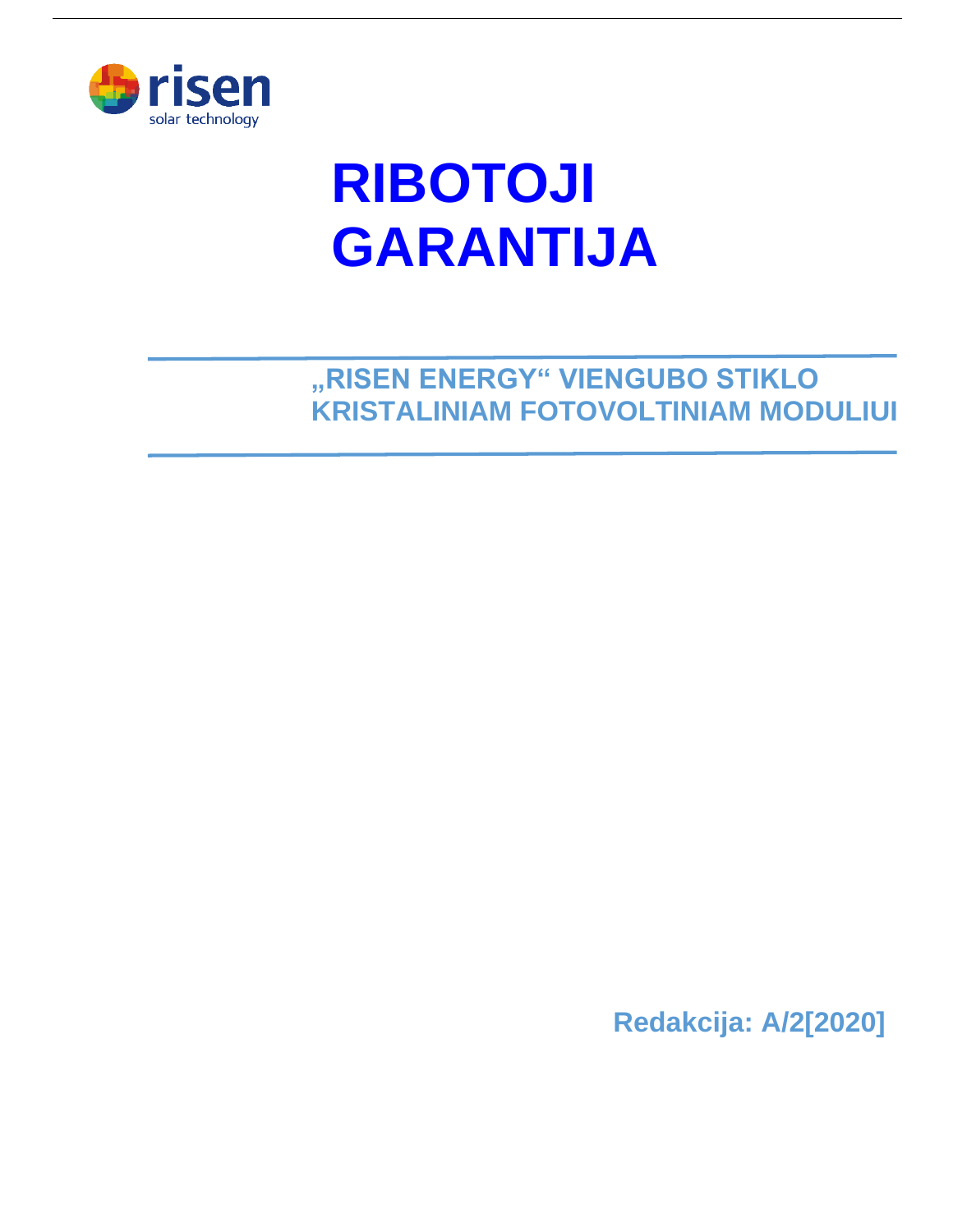# RIBOTOJI GARANTIJA

## „RISEN ENERGY“ VIENGUBO STIKLO KRISTALINIAM FOTOVOLTINIAM MODULIUI

**Redakcija: A/2[2020]**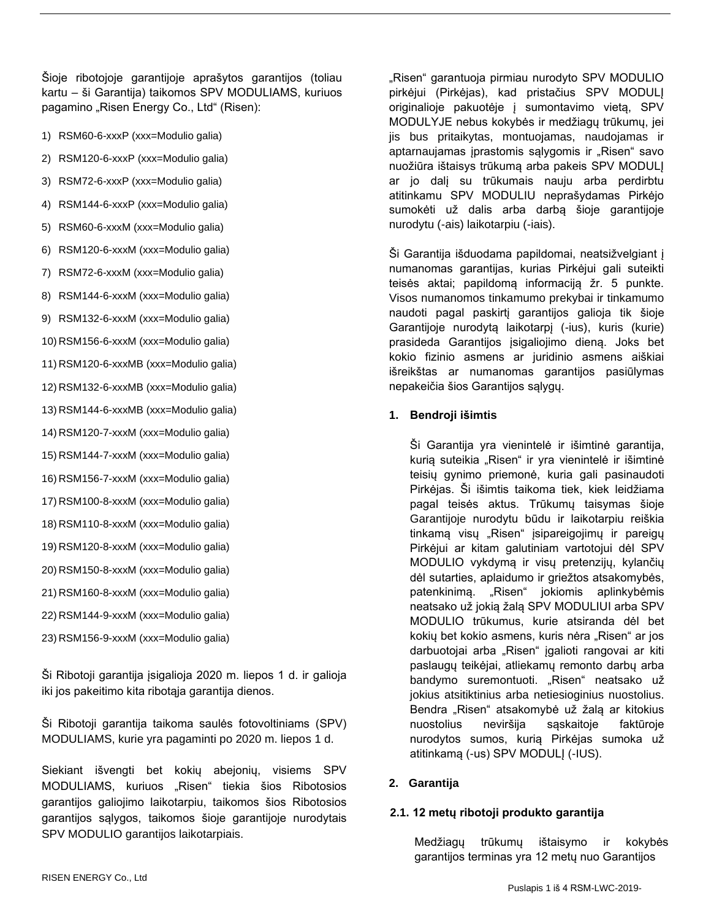Šioje ribotojoje garantijoje aprašytos garantijos (toliau kartu – ši Garantija) taikomos SPV MODULIAMS, kuriuos pagamino „Risen Energy Co., Ltd“ (Risen):

1) RSM60-6-xxxP (xxx=Modulio galia)
2) RSM120-6-xxxP (xxx=Modulio galia)
3) RSM72-6-xxxP (xxx=Modulio galia)
4) RSM144-6-xxxP (xxx=Modulio galia)
5) RSM60-6-xxxM (xxx=Modulio galia)
6) RSM120-6-xxxM (xxx=Modulio galia)
7) RSM72-6-xxxM (xxx=Modulio galia)
8) RSM144-6-xxxM (xxx=Modulio galia)
9) RSM132-6-xxxM (xxx=Modulio galia)
10) RSM156-6-xxxM (xxx=Modulio galia)
11) RSM120-6-xxxMB (xxx=Modulio galia)
12) RSM132-6-xxxMB (xxx=Modulio galia)
13) RSM144-6-xxxMB (xxx=Modulio galia)
14) RSM120-7-xxxM (xxx=Modulio galia)
15) RSM144-7-xxxM (xxx=Modulio galia)
16) RSM156-7-xxxM (xxx=Modulio galia)
17) RSM100-8-xxxM (xxx=Modulio galia)
18) RSM110-8-xxxM (xxx=Modulio galia)
19) RSM120-8-xxxM (xxx=Modulio galia)
20) RSM150-8-xxxM (xxx=Modulio galia)
21) RSM160-8-xxxM (xxx=Modulio galia)
22) RSM144-9-xxxM (xxx=Modulio galia)
23) RSM156-9-xxxM (xxx=Modulio galia)

Ši Ribotoji garantija įsigalioja 2020 m. liepos 1 d. ir galioja iki jos pakeitimo kita ribotąja garantija dienos.

Ši Ribotoji garantija taikoma saulės fotovoltiniams (SPV) MODULIAMS, kurie yra pagaminti po 2020 m. liepos 1 d.

Siekiant išvengti bet kokių abejonių, visiems SPV MODULIAMS, kuriuos „Risen“ tiekia šios Ribotosios garantijos galiojimo laikotarpiu, taikomos šios Ribotosios garantijos sąlygos, taikomos šioje garantijoje nurodytais SPV MODULIO garantijos laikotarpiais.

„Risen“ garantuoja pirmiau nurodyto SPV MODULIO pirkėjui (Pirkėjas), kad pristačius SPV MODULĮ originalioje pakuotėje į sumontavimo vietą, SPV MODULYJE nebus kokybės ir medžiagų trūkumų, jei jis bus pritaikytas, montuojamas, naudojamas ir aptarnaujamas įprastomis sąlygomis ir „Risen“ savo nuožiūra ištaisys trūkumą arba pakeis SPV MODULĮ ar jo dalį su trūkumais nauju arba perdirbtu atitinkamu SPV MODULIU neprašydamas Pirkėjo sumokėti už dalis arba darbą šioje garantijoje nurodytu (-ais) laikotarpiu (-iais).

Ši Garantija išduodama papildomai, neatsižvelgiant į numanomas garantijas, kurias Pirkėjui gali suteikti teisės aktai; papildomą informaciją žr. 5 punkte. Visos numanomos tinkamumo prekybai ir tinkamumo naudoti pagal paskirtį garantijos galioja tik šioje Garantijoje nurodytą laikotarpį (-ius), kuris (kurie) prasideda Garantijos įsigaliojimo dieną. Joks bet kokio fizinio asmens ar juridinio asmens aiškiai išreikštas ar numanomas garantijos pasiūlymas nepakeičia šios Garantijos sąlygų.

## 1. Bendroji išimtis

Ši Garantija yra vienintelė ir išimtinė garantija, kurią suteikia „Risen“ ir yra vienintelė ir išimtinė teisių gynimo priemonė, kuria gali pasinaudoti Pirkėjas. Ši išimtis taikoma tiek, kiek leidžiama pagal teisės aktus. Trūkumų taisymas šioje Garantijoje nurodytu būdu ir laikotarpiu reiškia tinkamą visų „Risen“ įsipareigojimų ir pareigų Pirkėjui ar kitam galutiniam vartotojui dėl SPV MODULIO vykdymą ir visų pretenzijų, kylančių dėl sutarties, aplaidumo ir griežtos atsakomybės, patenkinimą. „Risen“ jokiomis aplinkybėmis neatsako už jokią žalą SPV MODULIUI arba SPV MODULIO trūkumus, kurie atsiranda dėl bet kokių bet kokio asmens, kuris nėra „Risen“ ar jos darbuotojai arba „Risen“ įgalioti rangovai ar kiti paslaugų teikėjai, atliekamų remonto darbų arba bandymo suremontuoti. „Risen“ neatsako už jokius atsitiktinius arba netiesioginius nuostolius. Bendra „Risen“ atsakomybė už žalą ar kitokius nuostolius neviršija sąskaitoje faktūroje nurodytos sumos, kurią Pirkėjas sumoka už atitinkamą (-us) SPV MODULĮ (-IUS).

## 2. Garantija

### 2.1. 12 metų ribotoji produkto garantija

Medžiagų trūkumų ištaisymo ir kokybės garantijos terminas yra 12 metų nuo Garantijos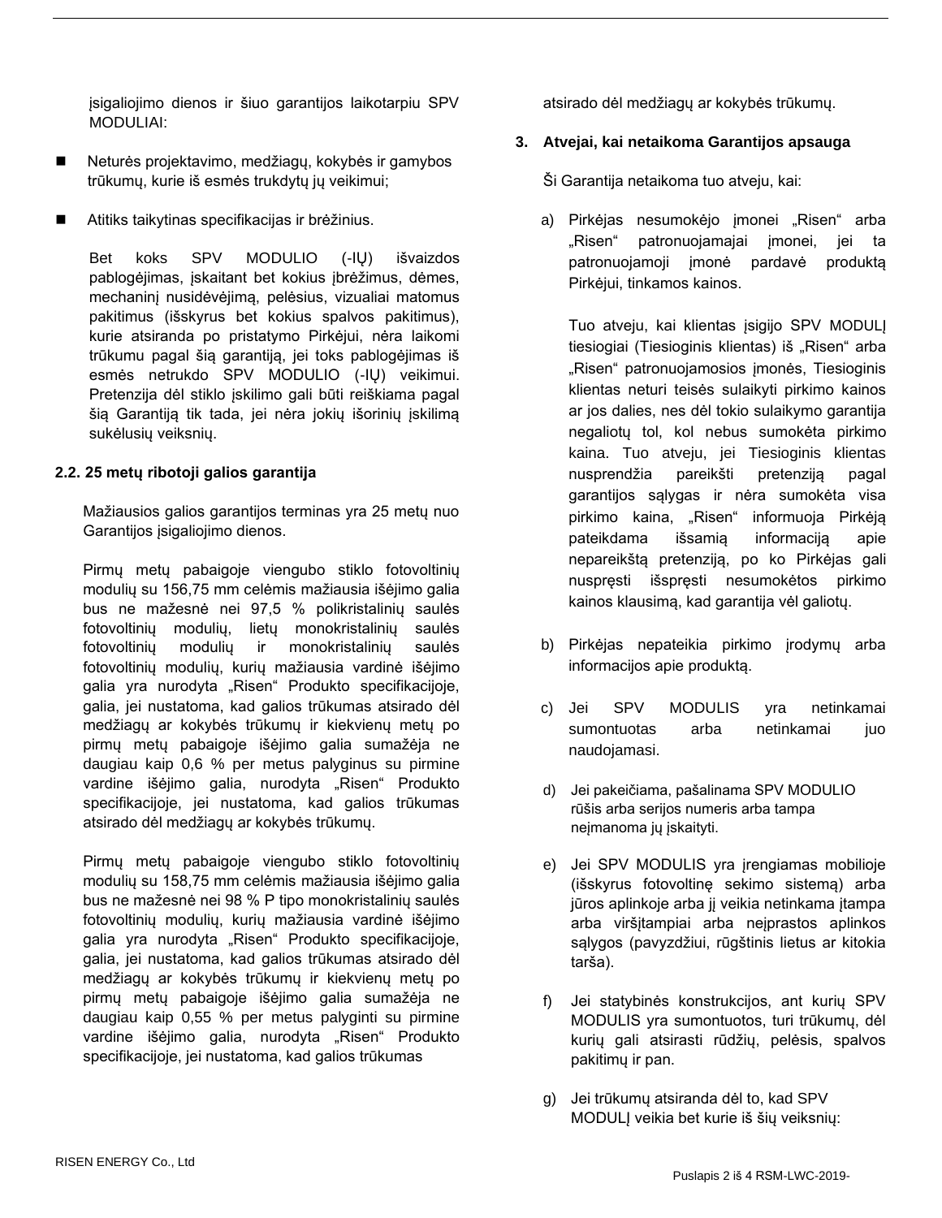įsigaliojimo dienos ir šiuo garantijos laikotarpiu SPV MODULIAI:

- Neturės projektavimo, medžiagų, kokybės ir gamybos trūkumų, kurie iš esmės trukdytų jų veikimui;
- Atitiks taikytinas specifikacijas ir brėžinius.

Bet koks SPV MODULIO (-IŲ) išvaizdos pablogėjimas, įskaitant bet kokius įbrėžimus, dėmes, mechaninį nusidėvėjimą, pelėsius, vizualiai matomus pakitimus (išskyrus bet kokius spalvos pakitimus), kurie atsiranda po pristatymo Pirkėjui, nėra laikomi trūkumu pagal šią garantiją, jei toks pablogėjimas iš esmės netrukdo SPV MODULIO (-IŲ) veikimui. Pretenzija dėl stiklo įskilimo gali būti reiškiama pagal šią Garantiją tik tada, jei nėra jokių išorinių įskilimą sukėlusių veiksnių.

### 2.2. 25 metų ribotoji galios garantija

Mažiausios galios garantijos terminas yra 25 metų nuo Garantijos įsigaliojimo dienos.

Pirmų metų pabaigoje viengubo stiklo fotovoltinių modulių su 156,75 mm celėmis mažiausia išėjimo galia bus ne mažesnė nei 97,5 % polikristalinių saulės fotovoltinių modulių, lietų monokristalinių saulės fotovoltinių modulių ir monokristalinių saulės fotovoltinių modulių, kurių mažiausia vardinė išėjimo galia yra nurodyta „Risen“ Produkto specifikacijoje, galia, jei nustatoma, kad galios trūkumas atsirado dėl medžiagų ar kokybės trūkumų ir kiekvienų metų po pirmų metų pabaigoje išėjimo galia sumažėja ne daugiau kaip 0,6 % per metus palyginus su pirmine vardine išėjimo galia, nurodyta „Risen“ Produkto specifikacijoje, jei nustatoma, kad galios trūkumas atsirado dėl medžiagų ar kokybės trūkumų.

Pirmų metų pabaigoje viengubo stiklo fotovoltinių modulių su 158,75 mm celėmis mažiausia išėjimo galia bus ne mažesnė nei 98 % P tipo monokristalinių saulės fotovoltinių modulių, kurių mažiausia vardinė išėjimo galia yra nurodyta „Risen“ Produkto specifikacijoje, galia, jei nustatoma, kad galios trūkumas atsirado dėl medžiagų ar kokybės trūkumų ir kiekvienų metų po pirmų metų pabaigoje išėjimo galia sumažėja ne daugiau kaip 0,55 % per metus palyginti su pirmine vardine išėjimo galia, nurodyta „Risen“ Produkto specifikacijoje, jei nustatoma, kad galios trūkumas atsirado dėl medžiagų ar kokybės trūkumų.

### 3. Atvejai, kai netaikoma Garantijos apsauga

Ši Garantija netaikoma tuo atveju, kai:

a) Pirkėjas nesumokėjo įmonei „Risen“ arba „Risen“ patronuojamajai įmonei, jei ta patronuojamoji įmonė pardavė produktą Pirkėjui, tinkamos kainos.

Tuo atveju, kai klientas įsigijo SPV MODULĮ tiesiogiai (Tiesioginis klientas) iš „Risen“ arba „Risen“ patronuojamosios įmonės, Tiesioginis klientas neturi teisės sulaikyti pirkimo kainos ar jos dalies, nes dėl tokio sulaikymo garantija negaliotų tol, kol nebus sumokėta pirkimo kaina. Tuo atveju, jei Tiesioginis klientas nusprendžia pareikšti pretenziją pagal garantijos sąlygas ir nėra sumokėta visa pirkimo kaina, „Risen“ informuoja Pirkėją pateikdama išsamią informaciją apie nepareikštą pretenziją, po ko Pirkėjas gali nuspręsti išspręsti nesumokėtos pirkimo kainos klausimą, kad garantija vėl galiotų.

b) Pirkėjas nepateikia pirkimo įrodymų arba informacijos apie produktą.

c) Jei SPV MODULIS yra netinkamai sumontuotas arba netinkamai juo naudojamasi.

d) Jei pakeičiama, pašalinama SPV MODULIO rūšis arba serijos numeris arba tampa neįmanoma jų įskaityti.

e) Jei SPV MODULIS yra įrengiamas mobilioje (išskyrus fotovoltinę sekimo sistemą) arba jūros aplinkoje arba jį veikia netinkama įtampa arba viršįtampiai arba neįprastos aplinkos sąlygos (pavyzdžiui, rūgštinis lietus ar kitokia tarša).

f) Jei statybinės konstrukcijos, ant kurių SPV MODULIS yra sumontuotos, turi trūkumų, dėl kurių gali atsirasti rūdžių, pelėsis, spalvos pakitimų ir pan.

g) Jei trūkumų atsiranda dėl to, kad SPV MODULĮ veikia bet kurie iš šių veiksnių: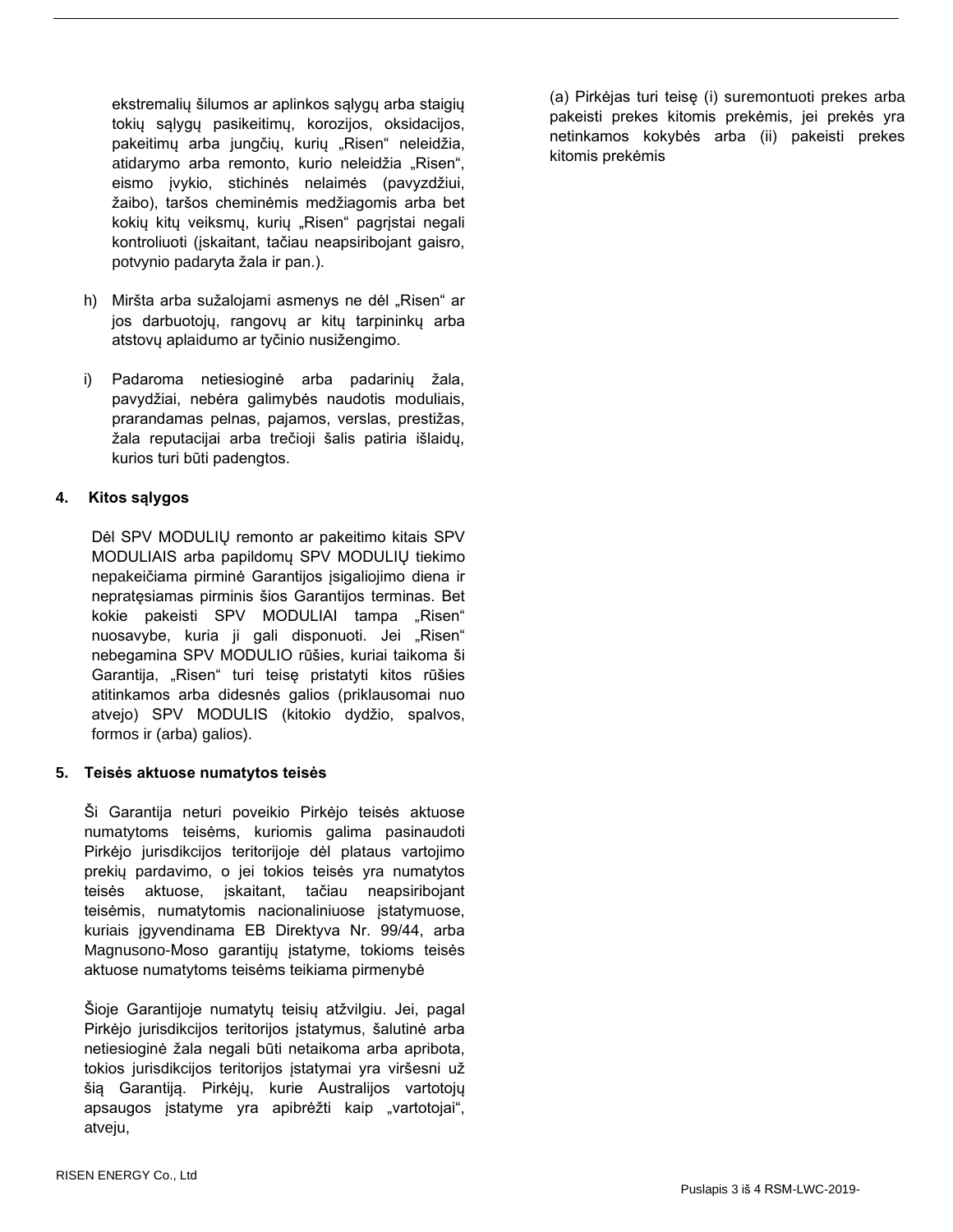ekstremalių šilumos ar aplinkos sąlygų arba staigių tokių sąlygų pasikeitimų, korozijos, oksidacijos, pakeitimų arba jungčių, kurių „Risen“ neleidžia, atidarymo arba remonto, kurio neleidžia „Risen“, eismo įvykio, stichinės nelaimės (pavyzdžiui, žaibo), taršos cheminėmis medžiagomis arba bet kokių kitų veiksmų, kurių „Risen“ pagrįstai negali kontroliuoti (įskaitant, tačiau neapsiribojant gaisro, potvynio padaryta žala ir pan.).

h) Miršta arba sužalojami asmenys ne dėl „Risen“ ar jos darbuotojų, rangovų ar kitų tarpininkų arba atstovų aplaidumo ar tyčinio nusižengimo.

i) Padaroma netiesioginė arba padarinių žala, pavydžiai, nebėra galimybės naudotis moduliais, prarandamas pelnas, pajamos, verslas, prestižas, žala reputacijai arba trečioji šalis patiria išlaidų, kurios turi būti padengtos.

**4. Kitos sąlygos**

Dėl SPV MODULIŲ remonto ar pakeitimo kitais SPV MODULIAIS arba papildomų SPV MODULIŲ tiekimo nepakeičiama pirminė Garantijos įsigaliojimo diena ir nepratęsiamas pirminis šios Garantijos terminas. Bet kokie pakeisti SPV MODULIAI tampa „Risen“ nuosavybe, kuria ji gali disponuoti. Jei „Risen“ nebegamina SPV MODULIO rūšies, kuriai taikoma ši Garantija, „Risen“ turi teisę pristatyti kitos rūšies atitinkamos arba didesnės galios (priklausomai nuo atvejo) SPV MODULIS (kitokio dydžio, spalvos, formos ir (arba) galios).

**5. Teisės aktuose numatytos teisės**

Ši Garantija neturi poveikio Pirkėjo teisės aktuose numatytoms teisėms, kuriomis galima pasinaudoti Pirkėjo jurisdikcijos teritorijoje dėl plataus vartojimo prekių pardavimo, o jei tokios teisės yra numatytos teisės aktuose, įskaitant, tačiau neapsiribojant teisėmis, numatytomis nacionaliniuose įstatymuose, kuriais įgyvendinama EB Direktyva Nr. 99/44, arba Magnusono-Moso garantijų įstatyme, tokioms teisės aktuose numatytoms teisėms teikiama pirmenybė

Šioje Garantijoje numatytų teisių atžvilgiu. Jei, pagal Pirkėjo jurisdikcijos teritorijos įstatymus, šalutinė arba netiesioginė žala negali būti netaikoma arba apribota, tokios jurisdikcijos teritorijos įstatymai yra viršesni už šią Garantiją. Pirkėjų, kurie Australijos vartotojų apsaugos įstatyme yra apibrėžti kaip „vartotojai“, atveju,

(a) Pirkėjas turi teisę (i) suremontuoti prekes arba pakeisti prekes kitomis prekėmis, jei prekės yra netinkamos kokybės arba (ii) pakeisti prekes kitomis prekėmis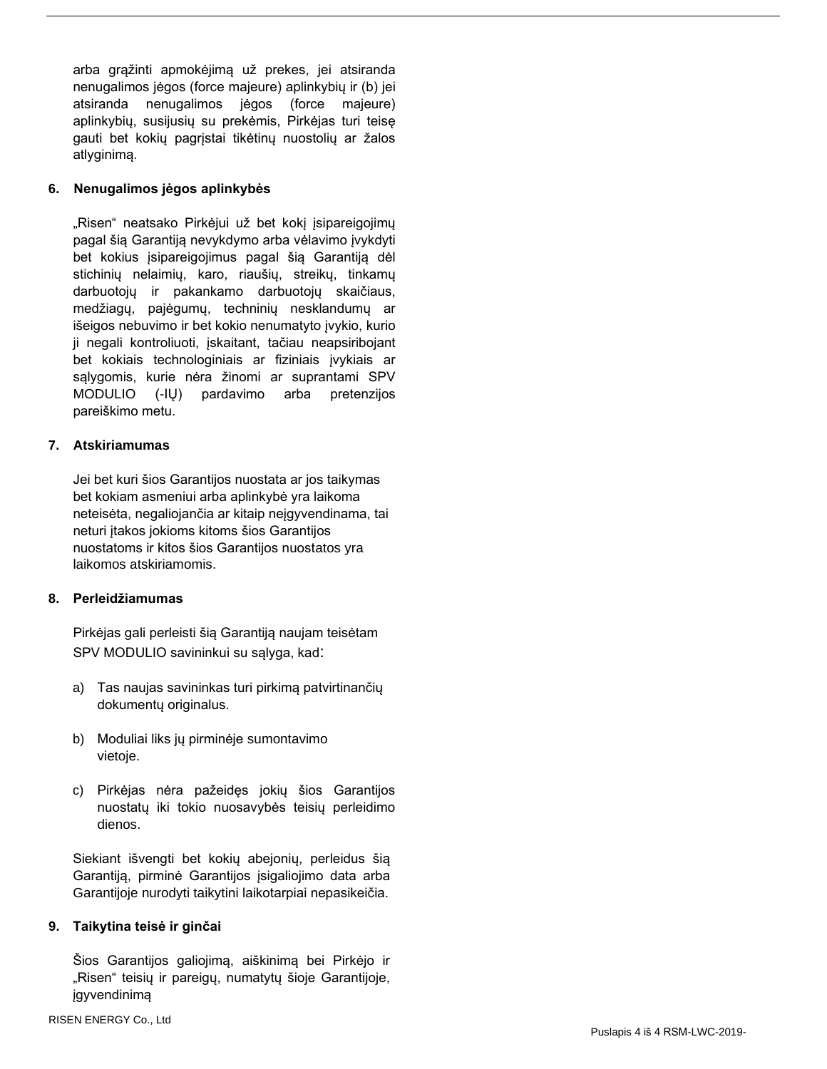arba grąžinti apmokėjimą už prekes, jei atsiranda nenugalimos jėgos (force majeure) aplinkybių ir (b) jei atsiranda nenugalimos jėgos (force majeure) aplinkybių, susijusių su prekėmis, Pirkėjas turi teisę gauti bet kokių pagrįstai tikėtinų nuostolių ar žalos atlyginimą.

## 6. Nenugalimos jėgos aplinkybės

„Risen" neatsako Pirkėjui už bet kokį įsipareigojimų pagal šią Garantiją nevykdymo arba vėlavimo įvykdyti bet kokius įsipareigojimus pagal šią Garantiją dėl stichinių nelaimių, karo, riaušių, streikų, tinkamų darbuotojų ir pakankamo darbuotojų skaičiaus, medžiagų, pajėgumų, techninių nesklandumų ar išeigos nebuvimo ir bet kokio nenumatyto įvykio, kurio ji negali kontroliuoti, įskaitant, tačiau neapsiribojant bet kokiais technologiniais ar fiziniais įvykiais ar sąlygomis, kurie nėra žinomi ar suprantami SPV MODULIO (-IŲ) pardavimo arba pretenzijos pareiškimo metu.

## 7. Atskiriamumas

Jei bet kuri šios Garantijos nuostata ar jos taikymas bet kokiam asmeniui arba aplinkybė yra laikoma neteisėta, negaliojančia ar kitaip neįgyvendinama, tai neturi įtakos jokioms kitoms šios Garantijos nuostatoms ir kitos šios Garantijos nuostatos yra laikomos atskiriamomis.

## 8. Perleidžiamumas

Pirkėjas gali perleisti šią Garantiją naujam teisėtam SPV MODULIO savininkui su sąlyga, kad:

a) Tas naujas savininkas turi pirkimą patvirtinančių dokumentų originalus.

b) Moduliai liks jų pirminėje sumontavimo vietoje.

c) Pirkėjas nėra pažeidęs jokių šios Garantijos nuostatų iki tokio nuosavybės teisių perleidimo dienos.

Siekiant išvengti bet kokių abejonių, perleidus šią Garantiją, pirminė Garantijos įsigaliojimo data arba Garantijoje nurodyti taikytini laikotarpiai nepasikeičia.

## 9. Taikytina teisė ir ginčai

Šios Garantijos galiojimą, aiškinimą bei Pirkėjo ir „Risen" teisių ir pareigų, numatytų šioje Garantijoje, įgyvendinimą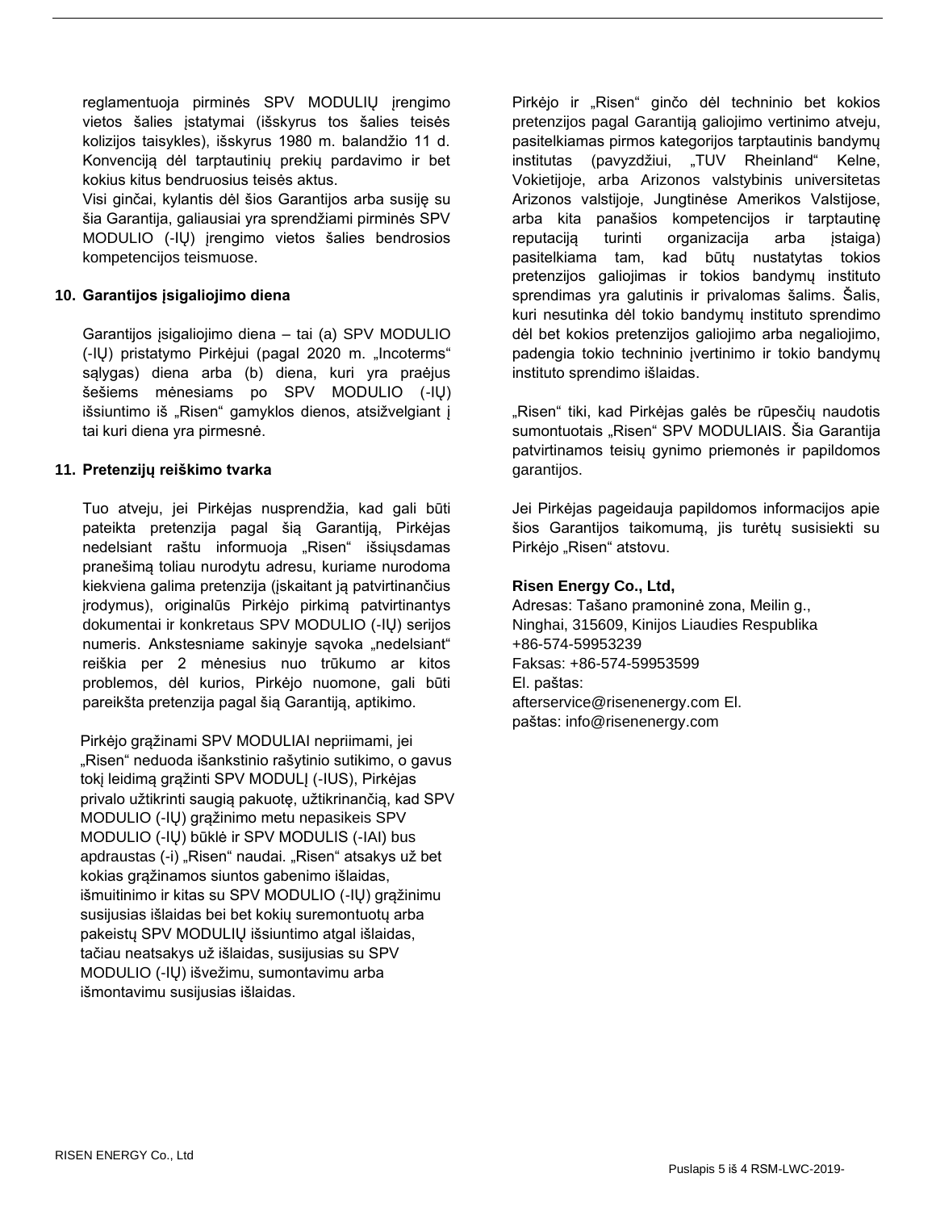reglamentuoja pirminės SPV MODULIŲ įrengimo vietos šalies įstatymai (išskyrus tos šalies teisės kolizijos taisykles), išskyrus 1980 m. balandžio 11 d. Konvenciją dėl tarptautinių prekių pardavimo ir bet kokius kitus bendruosius teisės aktus.

Visi ginčai, kylantis dėl šios Garantijos arba susiję su šia Garantija, galiausiai yra sprendžiami pirminės SPV MODULIO (-IŲ) įrengimo vietos šalies bendrosios kompetencijos teismuose.

## 10. Garantijos įsigaliojimo diena

Garantijos įsigaliojimo diena – tai (a) SPV MODULIO (-IŲ) pristatymo Pirkėjui (pagal 2020 m. „Incoterms" sąlygas) diena arba (b) diena, kuri yra praėjus šešiems mėnesiams po SPV MODULIO (-IŲ) išsiuntimo iš „Risen" gamyklos dienos, atsižvelgiant į tai kuri diena yra pirmesnė.

## 11. Pretenzijų reiškimo tvarka

Tuo atveju, jei Pirkėjas nusprendžia, kad gali būti pateikta pretenzija pagal šią Garantiją, Pirkėjas nedelsiant raštu informuoja „Risen" išsiųsdamas pranešimą toliau nurodytu adresu, kuriame nurodoma kiekviena galima pretenzija (įskaitant ją patvirtinančius įrodymus), originalūs Pirkėjo pirkimą patvirtinantys dokumentai ir konkretaus SPV MODULIO (-IŲ) serijos numeris. Ankstesniame sakinyje sąvoka „nedelsiant" reiškia per 2 mėnesius nuo trūkumo ar kitos problemos, dėl kurios, Pirkėjo nuomone, gali būti pareikšta pretenzija pagal šią Garantiją, aptikimo.

Pirkėjo grąžinami SPV MODULIAI nepriimami, jei „Risen" neduoda išankstinio rašytinio sutikimo, o gavus tokį leidimą grąžinti SPV MODULĮ (-IUS), Pirkėjas privalo užtikrinti saugią pakuotę, užtikrinančią, kad SPV MODULIO (-IŲ) grąžinimo metu nepasikeis SPV MODULIO (-IŲ) būklė ir SPV MODULIS (-IAI) bus apdraustas (-i) „Risen" naudai. „Risen" atsakys už bet kokias grąžinamos siuntos gabenimo išlaidas, išmuitinimo ir kitas su SPV MODULIO (-IŲ) grąžinimu susijusias išlaidas bei bet kokių suremontuotų arba pakeistų SPV MODULIŲ išsiuntimo atgal išlaidas, tačiau neatsakys už išlaidas, susijusias su SPV MODULIO (-IŲ) išvežimu, sumontavimu arba išmontavimu susijusias išlaidas.

Pirkėjo ir „Risen" ginčo dėl techninio bet kokios pretenzijos pagal Garantiją galiojimo vertinimo atveju, pasitelkiamas pirmos kategorijos tarptautinis bandymų institutas (pavyzdžiui, „TUV Rheinland" Kelne, Vokietijoje, arba Arizonos valstybinis universitetas Arizonos valstijoje, Jungtinėse Amerikos Valstijose, arba kita panašios kompetencijos ir tarptautinę reputaciją turinti organizacija arba įstaiga) pasitelkiama tam, kad būtų nustatytas tokios pretenzijos galiojimas ir tokios bandymų instituto sprendimas yra galutinis ir privalomas šalims. Šalis, kuri nesutinka dėl tokio bandymų instituto sprendimo dėl bet kokios pretenzijos galiojimo arba negaliojimo, padengia tokio techninio įvertinimo ir tokio bandymų instituto sprendimo išlaidas.

„Risen" tiki, kad Pirkėjas galės be rūpesčių naudotis sumontuotais „Risen" SPV MODULIAIS. Šia Garantija patvirtinamos teisių gynimo priemonės ir papildomos garantijos.

Jei Pirkėjas pageidauja papildomos informacijos apie šios Garantijos taikomumą, jis turėtų susisiekti su Pirkėjo „Risen" atstovu.

**Risen Energy Co., Ltd,**
Adresas: Tašano pramoninė zona, Meilin g.,
Ninghai, 315609, Kinijos Liaudies Respublika
+86-574-59953239
Faksas: +86-574-59953599
El. paštas:
afterservice@risenenergy.com El.
paštas: info@risenenergy.com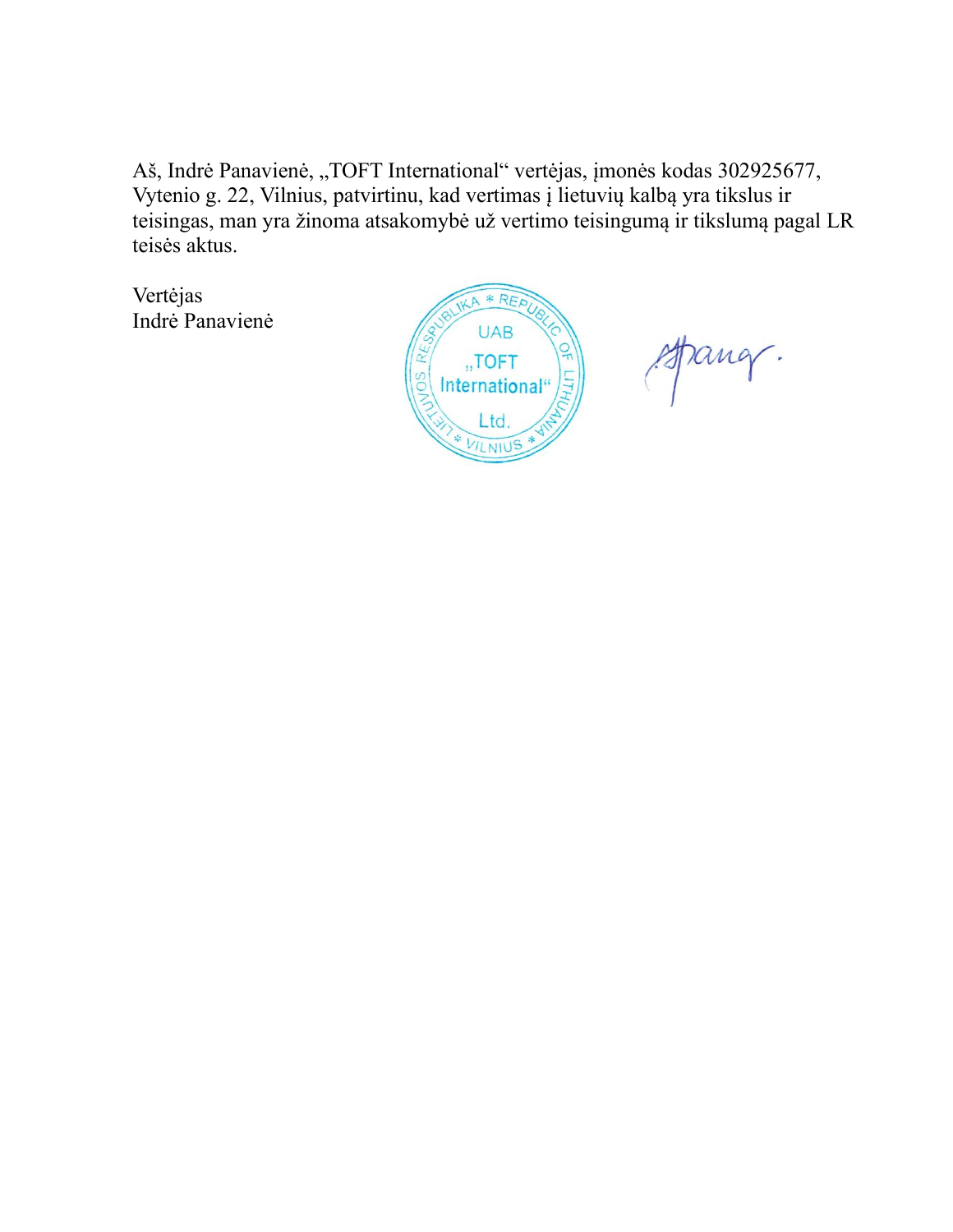Aš, Indrė Panavienė, „TOFT International“ vertėjas, įmonės kodas 302925677, Vytenio g. 22, Vilnius, patvirtinu, kad vertimas į lietuvių kalbą yra tikslus ir teisingas, man yra žinoma atsakomybė už vertimo teisingumą ir tikslumą pagal LR teisės aktus.

Vertėjas
Indrė Panavienė

LIETUVOS RESPUBLIKA * REPUBLIC OF LITHUANIA
UAB
„TOFT International“
Ltd.
* VILNIUS *